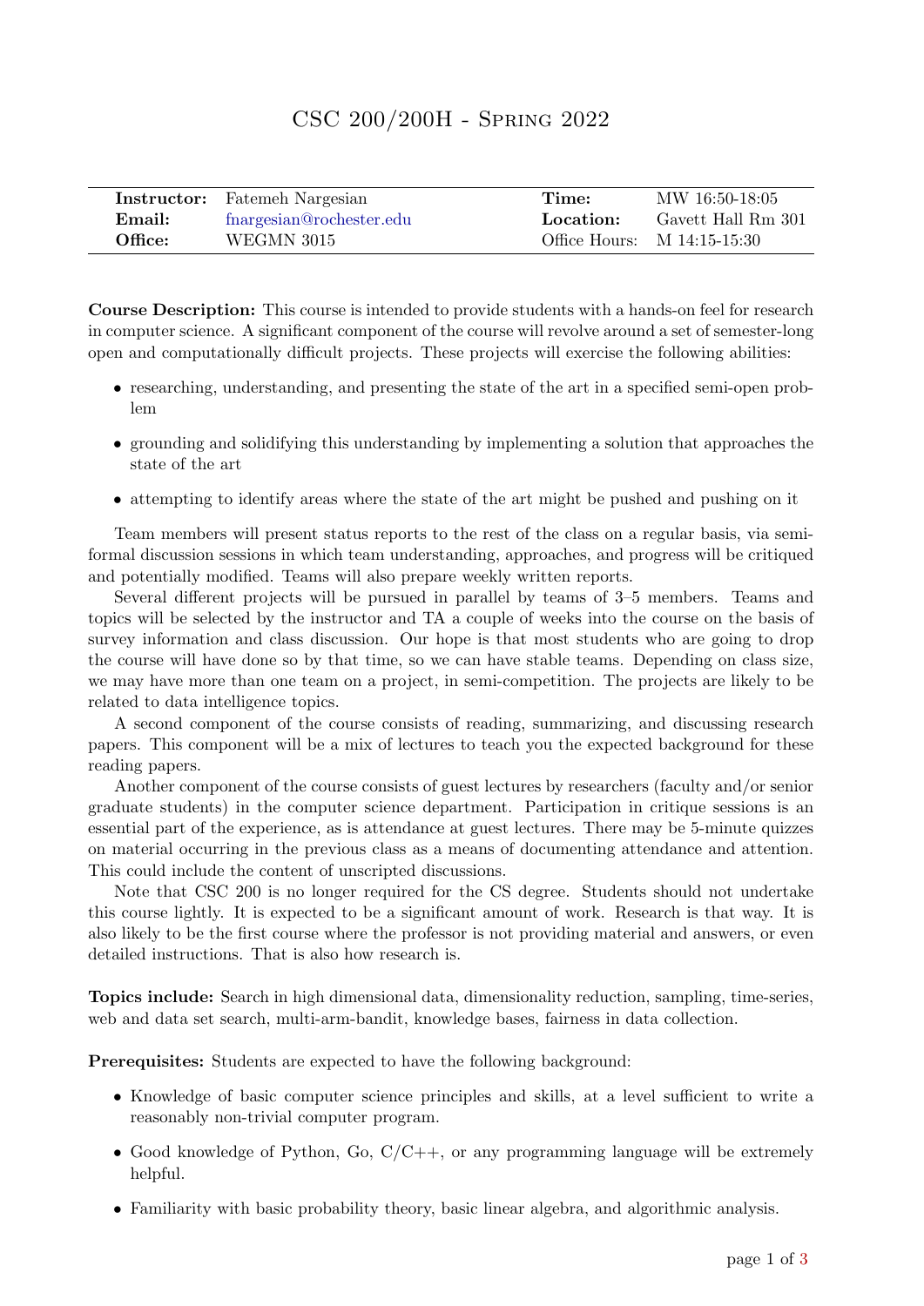# CSC 200/200H - Spring 2022

| | | | |
|---|---|---|---|
| **Instructor:** | Fatemeh Nargesian | **Time:** | MW 16:50-18:05 |
| **Email:** | fnargesian@rochester.edu | **Location:** | Gavett Hall Rm 301 |
| **Office:** | WEGMN 3015 | Office Hours: | M 14:15-15:30 |

**Course Description:** This course is intended to provide students with a hands-on feel for research in computer science. A significant component of the course will revolve around a set of semester-long open and computationally difficult projects. These projects will exercise the following abilities:

- researching, understanding, and presenting the state of the art in a specified semi-open problem
- grounding and solidifying this understanding by implementing a solution that approaches the state of the art
- attempting to identify areas where the state of the art might be pushed and pushing on it

Team members will present status reports to the rest of the class on a regular basis, via semi-formal discussion sessions in which team understanding, approaches, and progress will be critiqued and potentially modified. Teams will also prepare weekly written reports.

Several different projects will be pursued in parallel by teams of 3–5 members. Teams and topics will be selected by the instructor and TA a couple of weeks into the course on the basis of survey information and class discussion. Our hope is that most students who are going to drop the course will have done so by that time, so we can have stable teams. Depending on class size, we may have more than one team on a project, in semi-competition. The projects are likely to be related to data intelligence topics.

A second component of the course consists of reading, summarizing, and discussing research papers. This component will be a mix of lectures to teach you the expected background for these reading papers.

Another component of the course consists of guest lectures by researchers (faculty and/or senior graduate students) in the computer science department. Participation in critique sessions is an essential part of the experience, as is attendance at guest lectures. There may be 5-minute quizzes on material occurring in the previous class as a means of documenting attendance and attention. This could include the content of unscripted discussions.

Note that CSC 200 is no longer required for the CS degree. Students should not undertake this course lightly. It is expected to be a significant amount of work. Research is that way. It is also likely to be the first course where the professor is not providing material and answers, or even detailed instructions. That is also how research is.

**Topics include:** Search in high dimensional data, dimensionality reduction, sampling, time-series, web and data set search, multi-arm-bandit, knowledge bases, fairness in data collection.

**Prerequisites:** Students are expected to have the following background:

- Knowledge of basic computer science principles and skills, at a level sufficient to write a reasonably non-trivial computer program.
- Good knowledge of Python, Go, C/C++, or any programming language will be extremely helpful.
- Familiarity with basic probability theory, basic linear algebra, and algorithmic analysis.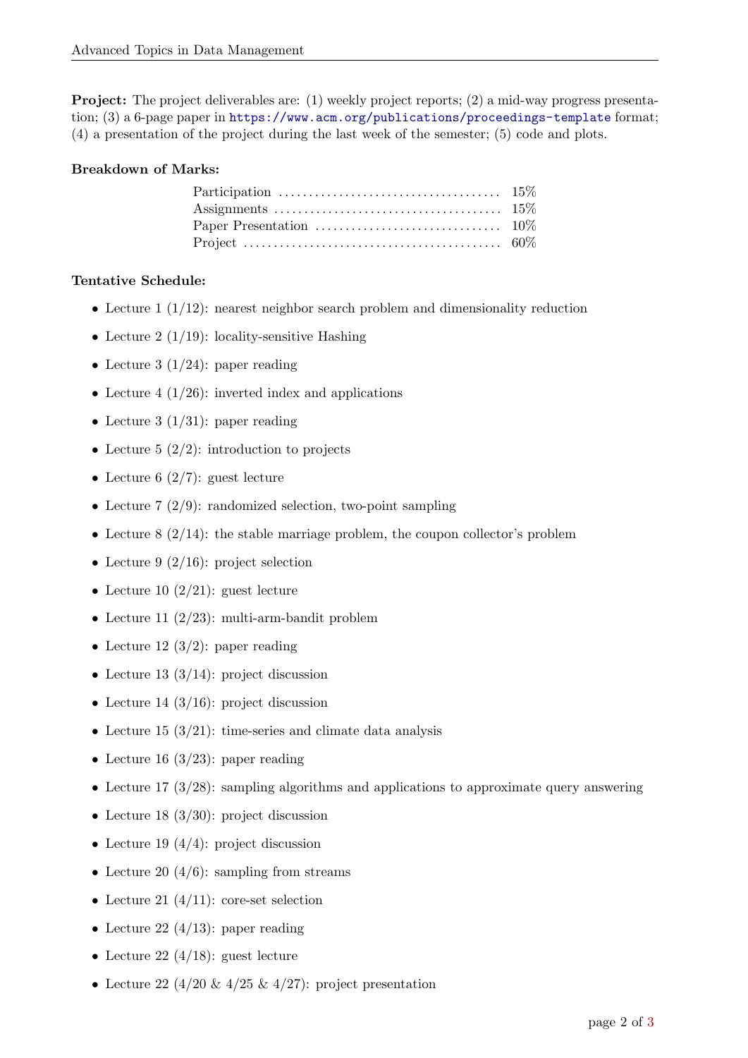**Project:** The project deliverables are: (1) weekly project reports; (2) a mid-way progress presentation; (3) a 6-page paper in https://www.acm.org/publications/proceedings-template format; (4) a presentation of the project during the last week of the semester; (5) code and plots.

**Breakdown of Marks:**

| | |
|---|---|
| Participation | 15% |
| Assignments | 15% |
| Paper Presentation | 10% |
| Project | 60% |

**Tentative Schedule:**

- Lecture 1 (1/12): nearest neighbor search problem and dimensionality reduction
- Lecture 2 (1/19): locality-sensitive Hashing
- Lecture 3 (1/24): paper reading
- Lecture 4 (1/26): inverted index and applications
- Lecture 3 (1/31): paper reading
- Lecture 5 (2/2): introduction to projects
- Lecture 6 (2/7): guest lecture
- Lecture 7 (2/9): randomized selection, two-point sampling
- Lecture 8 (2/14): the stable marriage problem, the coupon collector's problem
- Lecture 9 (2/16): project selection
- Lecture 10 (2/21): guest lecture
- Lecture 11 (2/23): multi-arm-bandit problem
- Lecture 12 (3/2): paper reading
- Lecture 13 (3/14): project discussion
- Lecture 14 (3/16): project discussion
- Lecture 15 (3/21): time-series and climate data analysis
- Lecture 16 (3/23): paper reading
- Lecture 17 (3/28): sampling algorithms and applications to approximate query answering
- Lecture 18 (3/30): project discussion
- Lecture 19 (4/4): project discussion
- Lecture 20 (4/6): sampling from streams
- Lecture 21 (4/11): core-set selection
- Lecture 22 (4/13): paper reading
- Lecture 22 (4/18): guest lecture
- Lecture 22 (4/20 & 4/25 & 4/27): project presentation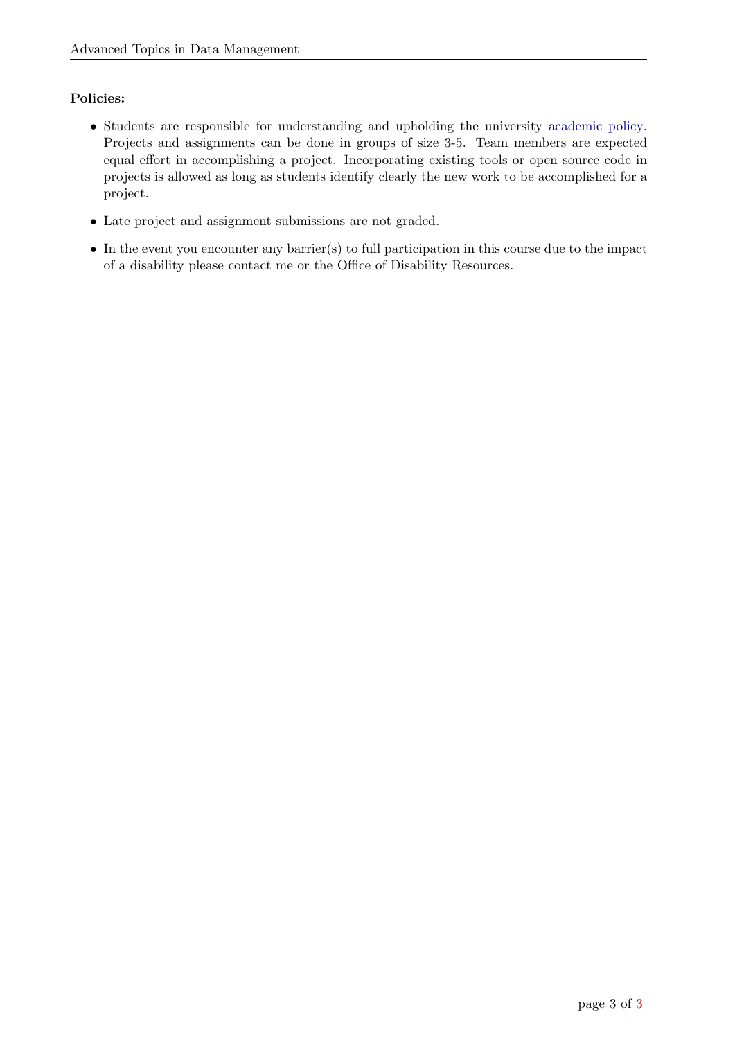**Policies:**

- Students are responsible for understanding and upholding the university academic policy. Projects and assignments can be done in groups of size 3-5. Team members are expected equal effort in accomplishing a project. Incorporating existing tools or open source code in projects is allowed as long as students identify clearly the new work to be accomplished for a project.
- Late project and assignment submissions are not graded.
- In the event you encounter any barrier(s) to full participation in this course due to the impact of a disability please contact me or the Office of Disability Resources.